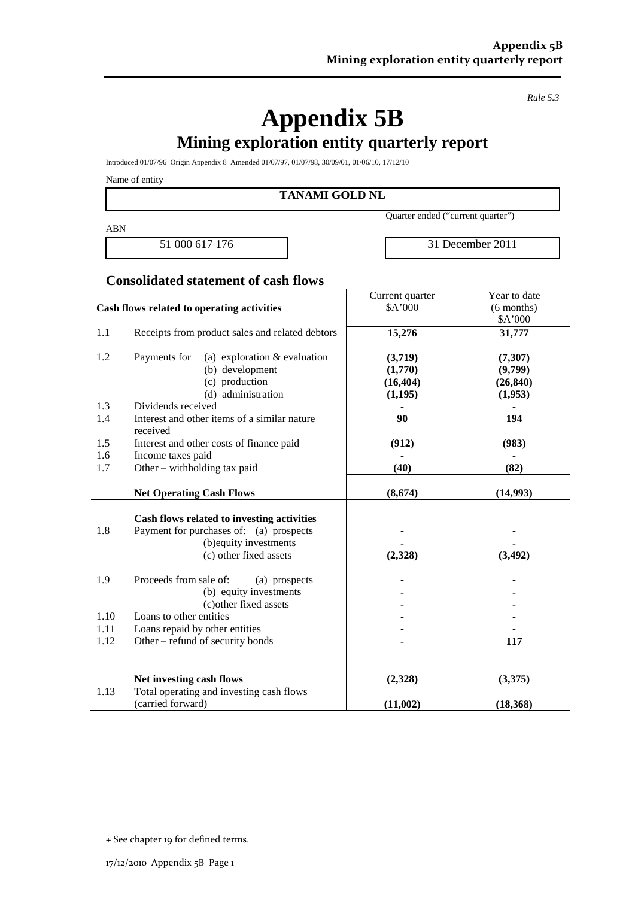*Rule 5.3*

# Appendix 5B

## Mining exploration entity quarterly report

Introduced 01/07/96 Origin Appendix 8 Amended 01/07/97, 01/07/98, 30/09/01, 01/06/10, 17/12/10

Name of entity

| TANAMI GOLD NL |
|---|

| ABN | Quarter ended ("current quarter") |
|---|---|
| 51 000 617 176 | 31 December 2011 |

### Consolidated statement of cash flows

| | Cash flows related to operating activities | Current quarter $A'000 | Year to date (6 months) $A'000 |
|---|---|---|---|
| 1.1 | Receipts from product sales and related debtors | **15,276** | **31,777** |
| 1.2 | Payments for (a) exploration & evaluation | **(3,719)** | **(7,307)** |
| | (b) development | **(1,770)** | **(9,799)** |
| | (c) production | **(16,404)** | **(26,840)** |
| | (d) administration | **(1,195)** | **(1,953)** |
| 1.3 | Dividends received | **-** | **-** |
| 1.4 | Interest and other items of a similar nature received | **90** | **194** |
| 1.5 | Interest and other costs of finance paid | **(912)** | **(983)** |
| 1.6 | Income taxes paid | **-** | **-** |
| 1.7 | Other – withholding tax paid | **(40)** | **(82)** |
| | **Net Operating Cash Flows** | **(8,674)** | **(14,993)** |
| | **Cash flows related to investing activities** | | |
| 1.8 | Payment for purchases of: (a) prospects | **-** | **-** |
| | (b) equity investments | **-** | **-** |
| | (c) other fixed assets | **(2,328)** | **(3,492)** |
| 1.9 | Proceeds from sale of: (a) prospects | **-** | **-** |
| | (b) equity investments | **-** | **-** |
| | (c) other fixed assets | **-** | **-** |
| 1.10 | Loans to other entities | **-** | **-** |
| 1.11 | Loans repaid by other entities | **-** | **-** |
| 1.12 | Other – refund of security bonds | **-** | **117** |
| | **Net investing cash flows** | **(2,328)** | **(3,375)** |
| 1.13 | Total operating and investing cash flows (carried forward) | **(11,002)** | **(18,368)** |

+ See chapter 19 for defined terms.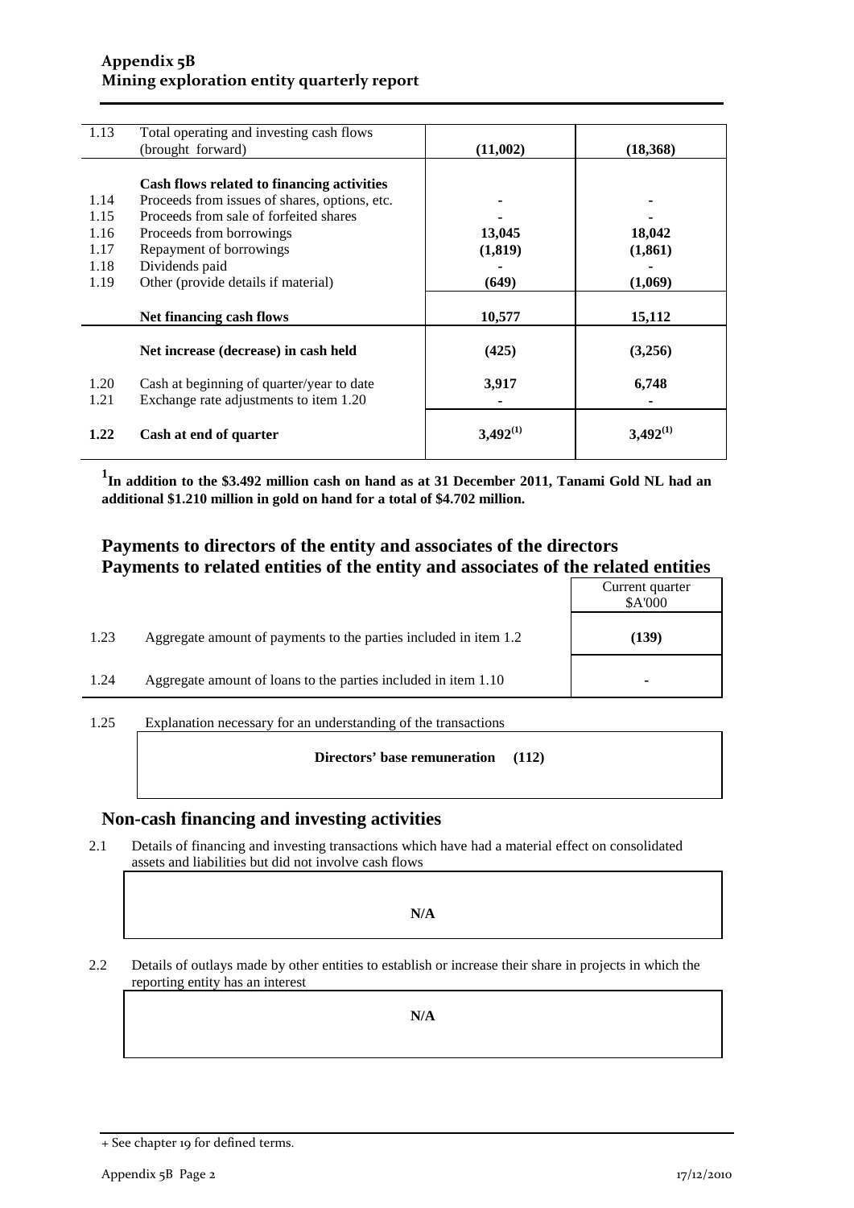| | | | |
|---|---|---|---|
| 1.13 | Total operating and investing cash flows (brought forward) | **(11,002)** | **(18,368)** |
| | **Cash flows related to financing activities** | | |
| 1.14 | Proceeds from issues of shares, options, etc. | - | - |
| 1.15 | Proceeds from sale of forfeited shares | - | - |
| 1.16 | Proceeds from borrowings | **13,045** | **18,042** |
| 1.17 | Repayment of borrowings | **(1,819)** | **(1,861)** |
| 1.18 | Dividends paid | - | - |
| 1.19 | Other (provide details if material) | **(649)** | **(1,069)** |
| | **Net financing cash flows** | **10,577** | **15,112** |
| | **Net increase (decrease) in cash held** | **(425)** | **(3,256)** |
| 1.20 | Cash at beginning of quarter/year to date | **3,917** | **6,748** |
| 1.21 | Exchange rate adjustments to item 1.20 | - | - |
| **1.22** | **Cash at end of quarter** | **3,492[(1)]** | **3,492[(1)]** |

**[1]In addition to the $3.492 million cash on hand as at 31 December 2011, Tanami Gold NL had an additional $1.210 million in gold on hand for a total of $4.702 million.**

## Payments to directors of the entity and associates of the directors
## Payments to related entities of the entity and associates of the related entities

| | | Current quarter $A'000 |
|---|---|---|
| 1.23 | Aggregate amount of payments to the parties included in item 1.2 | **(139)** |
| 1.24 | Aggregate amount of loans to the parties included in item 1.10 | - |

1.25 Explanation necessary for an understanding of the transactions

**Directors' base remuneration (112)**

## Non-cash financing and investing activities

2.1 Details of financing and investing transactions which have had a material effect on consolidated assets and liabilities but did not involve cash flows

**N/A**

2.2 Details of outlays made by other entities to establish or increase their share in projects in which the reporting entity has an interest

**N/A**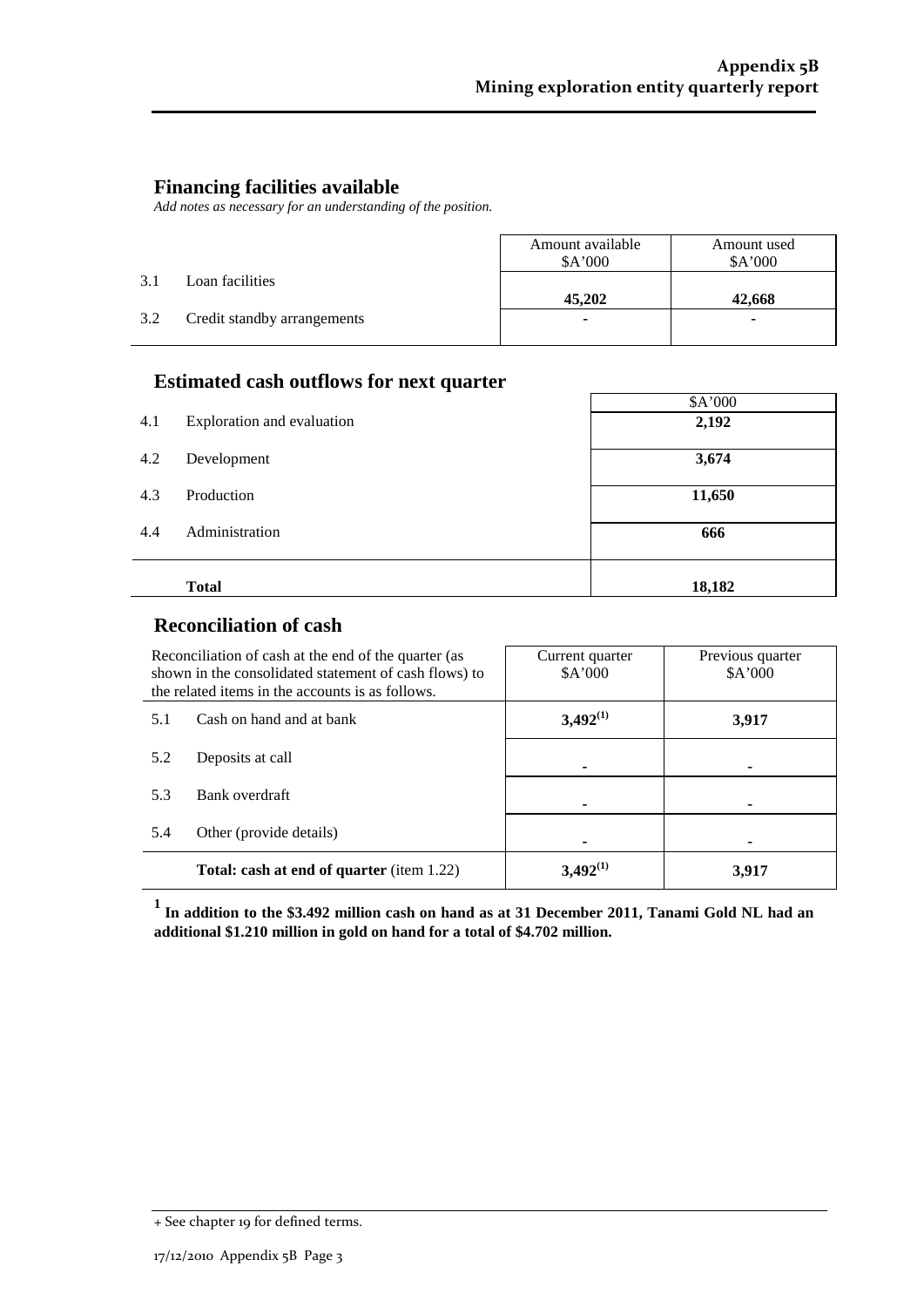## Financing facilities available

*Add notes as necessary for an understanding of the position.*

| | | Amount available $A'000 | Amount used $A'000 |
|---|---|---|---|
| 3.1 | Loan facilities | **45,202** | **42,668** |
| 3.2 | Credit standby arrangements | **-** | **-** |

## Estimated cash outflows for next quarter

| | | $A'000 |
|---|---|---|
| 4.1 | Exploration and evaluation | **2,192** |
| 4.2 | Development | **3,674** |
| 4.3 | Production | **11,650** |
| 4.4 | Administration | **666** |
| | **Total** | **18,182** |

## Reconciliation of cash

| Reconciliation of cash at the end of the quarter (as shown in the consolidated statement of cash flows) to the related items in the accounts is as follows. | | Current quarter $A'000 | Previous quarter $A'000 |
|---|---|---|---|
| 5.1 | Cash on hand and at bank | **3,492[(1)]** | **3,917** |
| 5.2 | Deposits at call | **-** | **-** |
| 5.3 | Bank overdraft | **-** | **-** |
| 5.4 | Other (provide details) | **-** | **-** |
| | **Total: cash at end of quarter** (item 1.22) | **3,492[(1)]** | **3,917** |

**[1] In addition to the $3.492 million cash on hand as at 31 December 2011, Tanami Gold NL had an additional $1.210 million in gold on hand for a total of $4.702 million.**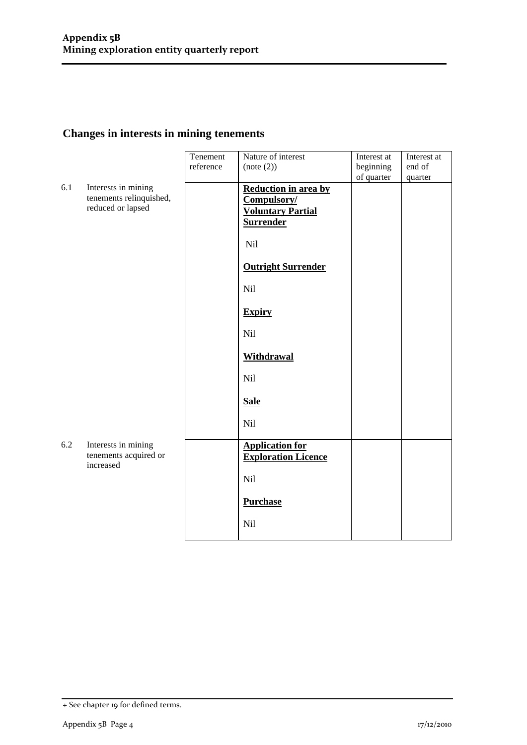## Changes in interests in mining tenements

| | | Tenement reference | Nature of interest (note (2)) | Interest at beginning of quarter | Interest at end of quarter |
|---|---|---|---|---|---|
| 6.1 | Interests in mining tenements relinquished, reduced or lapsed | | **Reduction in area by Compulsory/ Voluntary Partial Surrender**<br><br>Nil<br><br>**Outright Surrender**<br><br>Nil<br><br>**Expiry**<br><br>Nil<br><br>**Withdrawal**<br><br>Nil<br><br>**Sale**<br><br>Nil | | |
| 6.2 | Interests in mining tenements acquired or increased | | **Application for Exploration Licence**<br><br>Nil<br><br>**Purchase**<br><br>Nil | | |

+ See chapter 19 for defined terms.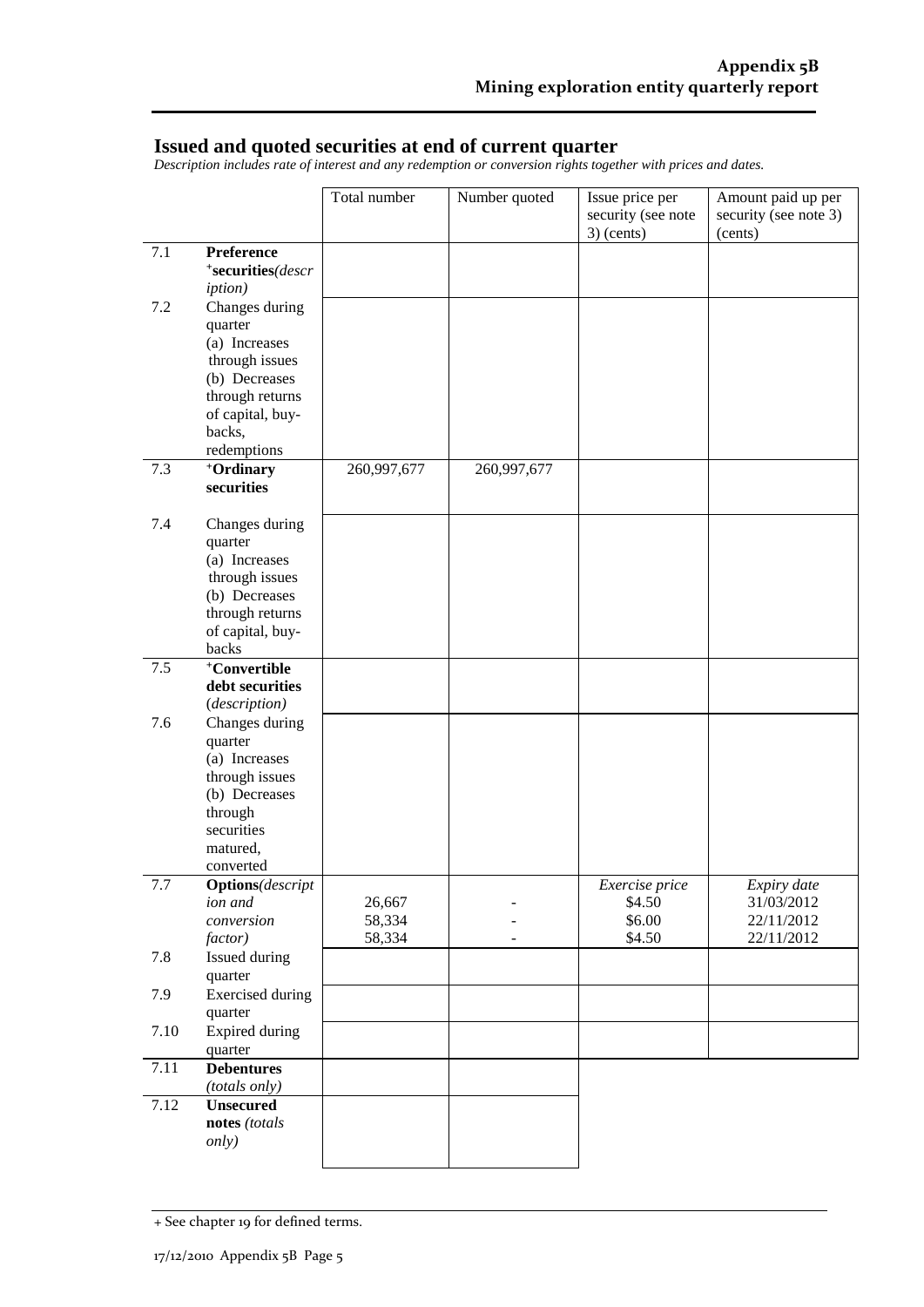## Issued and quoted securities at end of current quarter

*Description includes rate of interest and any redemption or conversion rights together with prices and dates.*

| | | Total number | Number quoted | Issue price per security (see note 3) (cents) | Amount paid up per security (see note 3) (cents) |
|---|---|---|---|---|---|
| 7.1 | **Preference** **+securities** *(description)* | | | | |
| 7.2 | Changes during quarter (a) Increases through issues (b) Decreases through returns of capital, buy-backs, redemptions | | | | |
| 7.3 | **+Ordinary securities** | 260,997,677 | 260,997,677 | | |
| 7.4 | Changes during quarter (a) Increases through issues (b) Decreases through returns of capital, buy-backs | | | | |
| 7.5 | **+Convertible debt securities** *(description)* | | | | |
| 7.6 | Changes during quarter (a) Increases through issues (b) Decreases through securities matured, converted | | | | |
| 7.7 | **Options** *(description and conversion factor)* | 26,667<br>58,334<br>58,334 | -<br>-<br>- | *Exercise price*<br>$4.50<br>$6.00<br>$4.50 | *Expiry date*<br>31/03/2012<br>22/11/2012<br>22/11/2012 |
| 7.8 | Issued during quarter | | | | |
| 7.9 | Exercised during quarter | | | | |
| 7.10 | Expired during quarter | | | | |
| 7.11 | **Debentures** *(totals only)* | | | | |
| 7.12 | **Unsecured notes** *(totals only)* | | | | |

+ See chapter 19 for defined terms.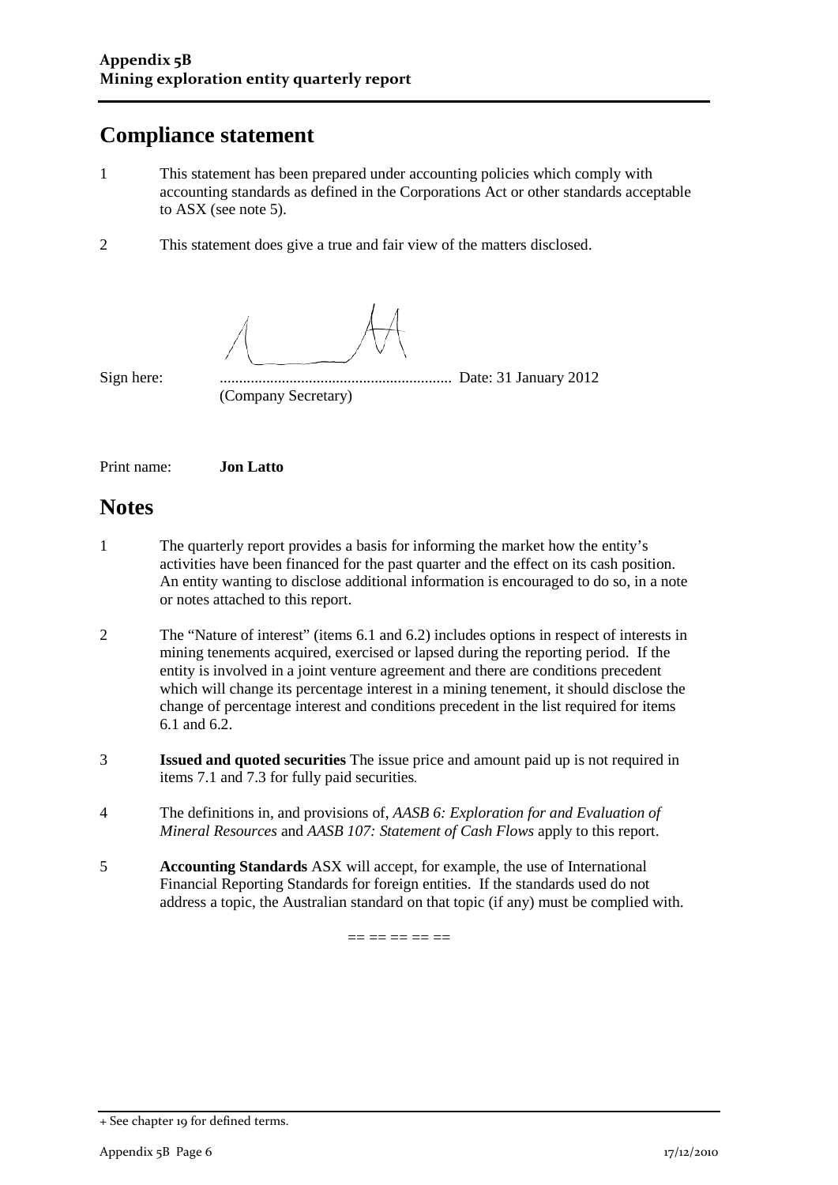## Compliance statement

1 This statement has been prepared under accounting policies which comply with accounting standards as defined in the Corporations Act or other standards acceptable to ASX (see note 5).

2 This statement does give a true and fair view of the matters disclosed.

Sign here: ............................................................ Date: 31 January 2012
(Company Secretary)

Print name: **Jon Latto**

## Notes

1 The quarterly report provides a basis for informing the market how the entity's activities have been financed for the past quarter and the effect on its cash position. An entity wanting to disclose additional information is encouraged to do so, in a note or notes attached to this report.

2 The "Nature of interest" (items 6.1 and 6.2) includes options in respect of interests in mining tenements acquired, exercised or lapsed during the reporting period. If the entity is involved in a joint venture agreement and there are conditions precedent which will change its percentage interest in a mining tenement, it should disclose the change of percentage interest and conditions precedent in the list required for items 6.1 and 6.2.

3 **Issued and quoted securities** The issue price and amount paid up is not required in items 7.1 and 7.3 for fully paid securities.

4 The definitions in, and provisions of, *AASB 6: Exploration for and Evaluation of Mineral Resources* and *AASB 107: Statement of Cash Flows* apply to this report.

5 **Accounting Standards** ASX will accept, for example, the use of International Financial Reporting Standards for foreign entities. If the standards used do not address a topic, the Australian standard on that topic (if any) must be complied with.

== == == == ==

+ See chapter 19 for defined terms.